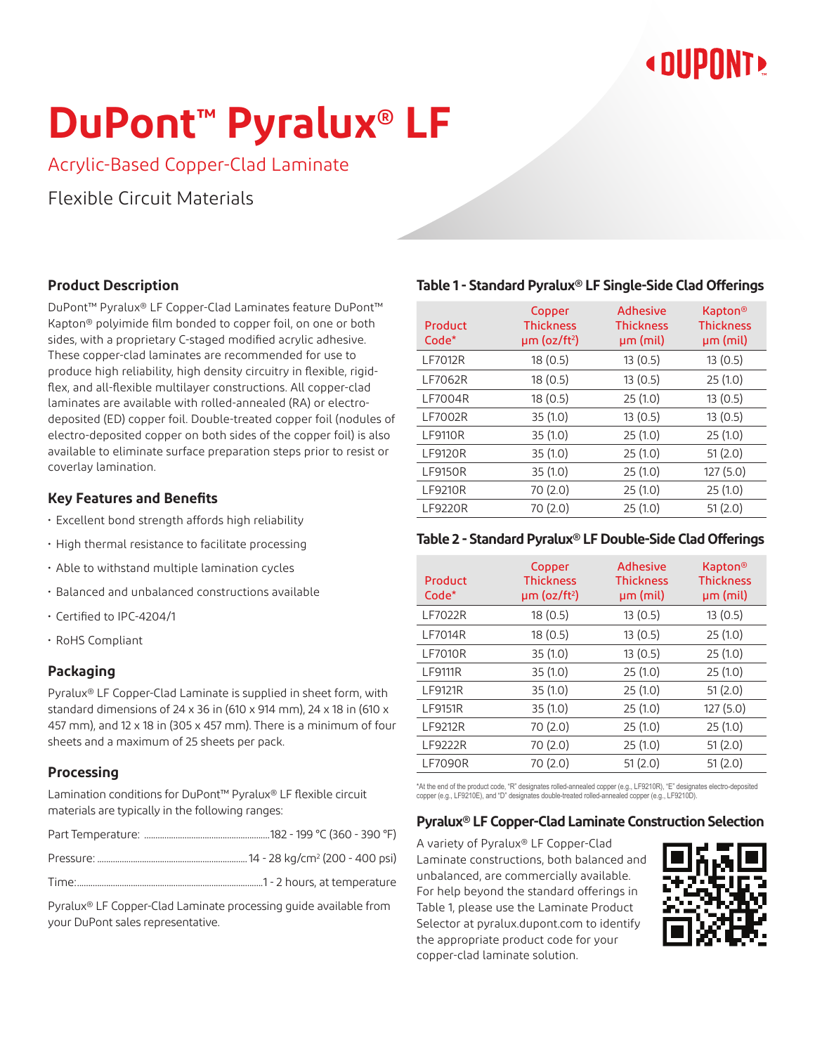# DuPont™ Pyralux® LF

## Acrylic-Based Copper-Clad Laminate

Flexible Circuit Materials

## Product Description

DuPont™ Pyralux® LF Copper-Clad Laminates feature DuPont™ Kapton® polyimide film bonded to copper foil, on one or both sides, with a proprietary C-staged modified acrylic adhesive. These copper-clad laminates are recommended for use to produce high reliability, high density circuitry in flexible, rigid-flex, and all-flexible multilayer constructions. All copper-clad laminates are available with rolled-annealed (RA) or electro-deposited (ED) copper foil. Double-treated copper foil (nodules of electro-deposited copper on both sides of the copper foil) is also available to eliminate surface preparation steps prior to resist or coverlay lamination.

## Key Features and Benefits

- Excellent bond strength affords high reliability
- High thermal resistance to facilitate processing
- Able to withstand multiple lamination cycles
- Balanced and unbalanced constructions available
- Certified to IPC-4204/1
- RoHS Compliant

## Packaging

Pyralux® LF Copper-Clad Laminate is supplied in sheet form, with standard dimensions of 24 x 36 in (610 x 914 mm), 24 x 18 in (610 x 457 mm), and 12 x 18 in (305 x 457 mm). There is a minimum of four sheets and a maximum of 25 sheets per pack.

## Processing

Lamination conditions for DuPont™ Pyralux® LF flexible circuit materials are typically in the following ranges:

Part Temperature: ........ 182 - 199 °C (360 - 390 °F)

Pressure: ........ 14 - 28 kg/cm² (200 - 400 psi)

Time: ........ 1 - 2 hours, at temperature

Pyralux® LF Copper-Clad Laminate processing guide available from your DuPont sales representative.

## Table 1 - Standard Pyralux® LF Single-Side Clad Offerings

| Product Code* | Copper Thickness µm (oz/ft²) | Adhesive Thickness µm (mil) | Kapton® Thickness µm (mil) |
|---|---|---|---|
| LF7012R | 18 (0.5) | 13 (0.5) | 13 (0.5) |
| LF7062R | 18 (0.5) | 13 (0.5) | 25 (1.0) |
| LF7004R | 18 (0.5) | 25 (1.0) | 13 (0.5) |
| LF7002R | 35 (1.0) | 13 (0.5) | 13 (0.5) |
| LF9110R | 35 (1.0) | 25 (1.0) | 25 (1.0) |
| LF9120R | 35 (1.0) | 25 (1.0) | 51 (2.0) |
| LF9150R | 35 (1.0) | 25 (1.0) | 127 (5.0) |
| LF9210R | 70 (2.0) | 25 (1.0) | 25 (1.0) |
| LF9220R | 70 (2.0) | 25 (1.0) | 51 (2.0) |

## Table 2 - Standard Pyralux® LF Double-Side Clad Offerings

| Product Code* | Copper Thickness µm (oz/ft²) | Adhesive Thickness µm (mil) | Kapton® Thickness µm (mil) |
|---|---|---|---|
| LF7022R | 18 (0.5) | 13 (0.5) | 13 (0.5) |
| LF7014R | 18 (0.5) | 13 (0.5) | 25 (1.0) |
| LF7010R | 35 (1.0) | 13 (0.5) | 25 (1.0) |
| LF9111R | 35 (1.0) | 25 (1.0) | 25 (1.0) |
| LF9121R | 35 (1.0) | 25 (1.0) | 51 (2.0) |
| LF9151R | 35 (1.0) | 25 (1.0) | 127 (5.0) |
| LF9212R | 70 (2.0) | 25 (1.0) | 25 (1.0) |
| LF9222R | 70 (2.0) | 25 (1.0) | 51 (2.0) |
| LF7090R | 70 (2.0) | 51 (2.0) | 51 (2.0) |

*At the end of the product code, "R" designates rolled-annealed copper (e.g., LF9210R), "E" designates electro-deposited copper (e.g., LF9210E), and "D" designates double-treated rolled-annealed copper (e.g., LF9210D).

## Pyralux® LF Copper-Clad Laminate Construction Selection

A variety of Pyralux® LF Copper-Clad Laminate constructions, both balanced and unbalanced, are commercially available. For help beyond the standard offerings in Table 1, please use the Laminate Product Selector at pyralux.dupont.com to identify the appropriate product code for your copper-clad laminate solution.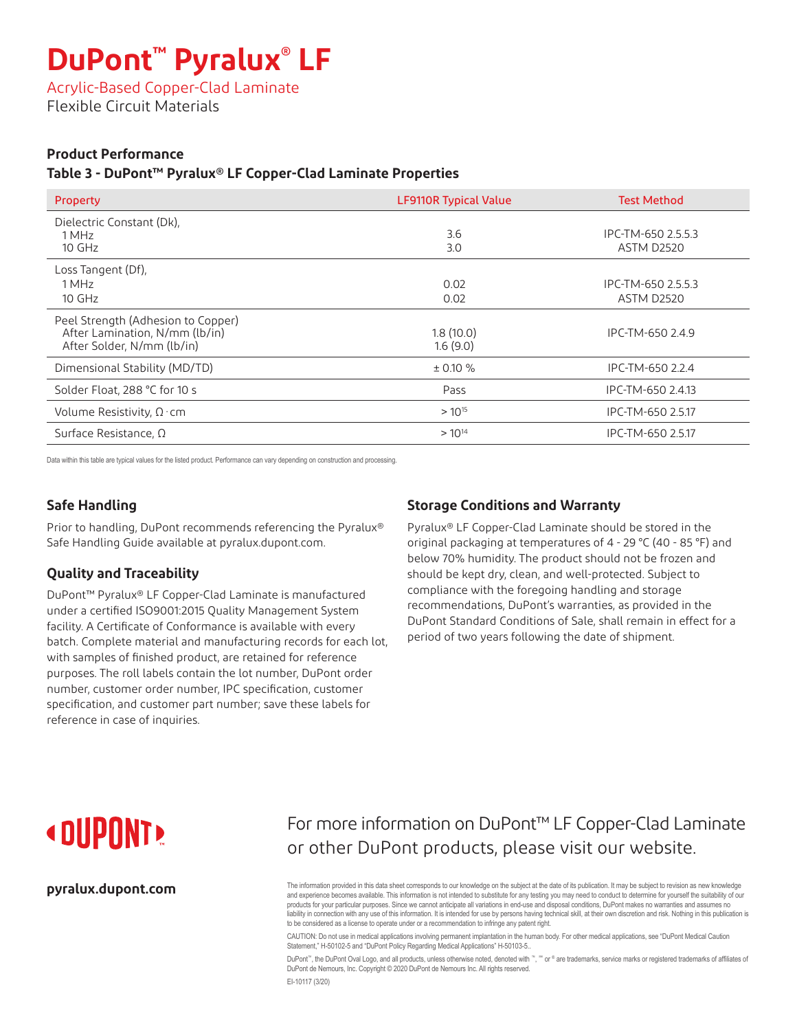# DuPont™ Pyralux® LF

Acrylic-Based Copper-Clad Laminate

Flexible Circuit Materials

## Product Performance

### Table 3 - DuPont™ Pyralux® LF Copper-Clad Laminate Properties

| Property | LF9110R Typical Value | Test Method |
|---|---|---|
| Dielectric Constant (Dk), 1 MHz<br>10 GHz | 3.6<br>3.0 | IPC-TM-650 2.5.5.3<br>ASTM D2520 |
| Loss Tangent (Df), 1 MHz<br>10 GHz | 0.02<br>0.02 | IPC-TM-650 2.5.5.3<br>ASTM D2520 |
| Peel Strength (Adhesion to Copper) After Lamination, N/mm (lb/in)<br>After Solder, N/mm (lb/in) | 1.8 (10.0)<br>1.6 (9.0) | IPC-TM-650 2.4.9 |
| Dimensional Stability (MD/TD) | ± 0.10 % | IPC-TM-650 2.2.4 |
| Solder Float, 288 °C for 10 s | Pass | IPC-TM-650 2.4.13 |
| Volume Resistivity, Ω · cm | > $10^{15}$ | IPC-TM-650 2.5.17 |
| Surface Resistance, Ω | > $10^{14}$ | IPC-TM-650 2.5.17 |

Data within this table are typical values for the listed product. Performance can vary depending on construction and processing.

### Safe Handling

Prior to handling, DuPont recommends referencing the Pyralux® Safe Handling Guide available at pyralux.dupont.com.

### Quality and Traceability

DuPont™ Pyralux® LF Copper-Clad Laminate is manufactured under a certified ISO9001:2015 Quality Management System facility. A Certificate of Conformance is available with every batch. Complete material and manufacturing records for each lot, with samples of finished product, are retained for reference purposes. The roll labels contain the lot number, DuPont order number, customer order number, IPC specification, customer specification, and customer part number; save these labels for reference in case of inquiries.

### Storage Conditions and Warranty

Pyralux® LF Copper-Clad Laminate should be stored in the original packaging at temperatures of 4 - 29 °C (40 - 85 °F) and below 70% humidity. The product should not be frozen and should be kept dry, clean, and well-protected. Subject to compliance with the foregoing handling and storage recommendations, DuPont's warranties, as provided in the DuPont Standard Conditions of Sale, shall remain in effect for a period of two years following the date of shipment.

DUPONT

For more information on DuPont™ LF Copper-Clad Laminate or other DuPont products, please visit our website.

**pyralux.dupont.com**

The information provided in this data sheet corresponds to our knowledge on the subject at the date of its publication. It may be subject to revision as new knowledge and experience becomes available. This information is not intended to substitute for any testing you may need to conduct to determine for yourself the suitability of our products for your particular purposes. Since we cannot anticipate all variations in end-use and disposal conditions, DuPont makes no warranties and assumes no liability in connection with any use of this information. It is intended for use by persons having technical skill, at their own discretion and risk. Nothing in this publication is to be considered as a license to operate under or a recommendation to infringe any patent right.

CAUTION: Do not use in medical applications involving permanent implantation in the human body. For other medical applications, see "DuPont Medical Caution Statement," H-50102-5 and "DuPont Policy Regarding Medical Applications" H-50103-5..

DuPont™, the DuPont Oval Logo, and all products, unless otherwise noted, denoted with ™, ℠ or ® are trademarks, service marks or registered trademarks of affiliates of DuPont de Nemours, Inc. Copyright © 2020 DuPont de Nemours Inc. All rights reserved.

EI-10117 (3/20)